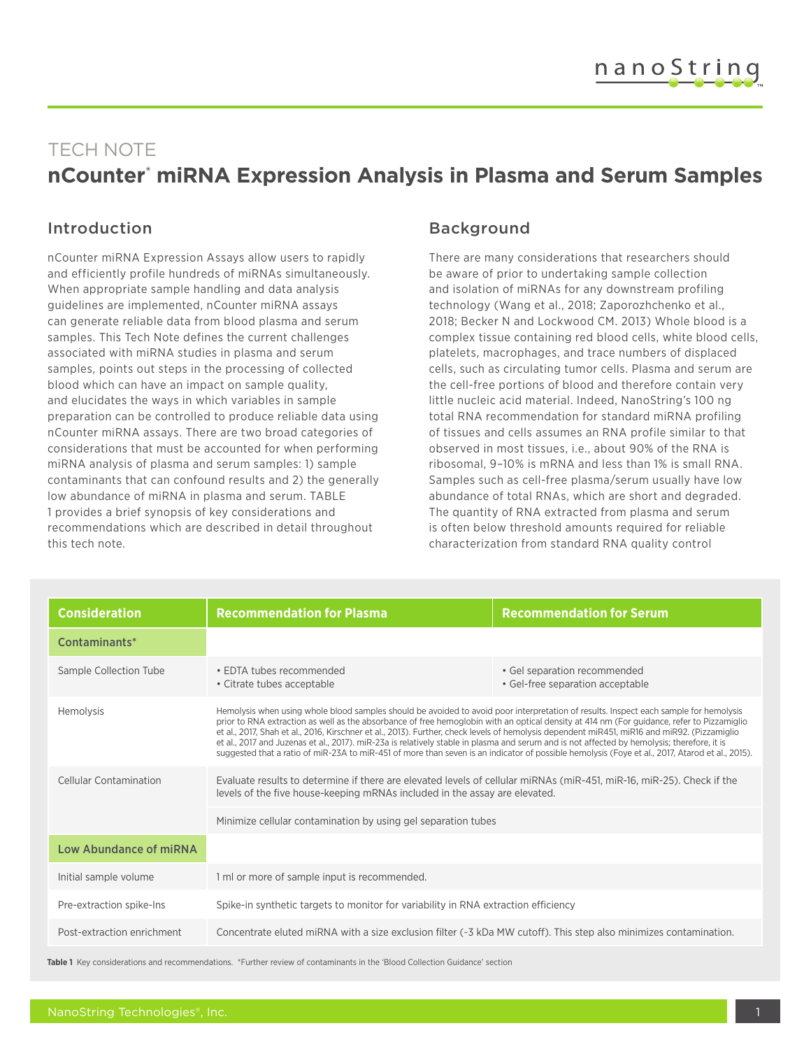TECH NOTE

# nCounter® miRNA Expression Analysis in Plasma and Serum Samples

## Introduction

nCounter miRNA Expression Assays allow users to rapidly and efficiently profile hundreds of miRNAs simultaneously. When appropriate sample handling and data analysis guidelines are implemented, nCounter miRNA assays can generate reliable data from blood plasma and serum samples. This Tech Note defines the current challenges associated with miRNA studies in plasma and serum samples, points out steps in the processing of collected blood which can have an impact on sample quality, and elucidates the ways in which variables in sample preparation can be controlled to produce reliable data using nCounter miRNA assays. There are two broad categories of considerations that must be accounted for when performing miRNA analysis of plasma and serum samples: 1) sample contaminants that can confound results and 2) the generally low abundance of miRNA in plasma and serum. TABLE 1 provides a brief synopsis of key considerations and recommendations which are described in detail throughout this tech note.

## Background

There are many considerations that researchers should be aware of prior to undertaking sample collection and isolation of miRNAs for any downstream profiling technology (Wang et al., 2018; Zaporozhchenko et al., 2018; Becker N and Lockwood CM. 2013) Whole blood is a complex tissue containing red blood cells, white blood cells, platelets, macrophages, and trace numbers of displaced cells, such as circulating tumor cells. Plasma and serum are the cell-free portions of blood and therefore contain very little nucleic acid material. Indeed, NanoString's 100 ng total RNA recommendation for standard miRNA profiling of tissues and cells assumes an RNA profile similar to that observed in most tissues, i.e., about 90% of the RNA is ribosomal, 9–10% is mRNA and less than 1% is small RNA. Samples such as cell-free plasma/serum usually have low abundance of total RNAs, which are short and degraded. The quantity of RNA extracted from plasma and serum is often below threshold amounts required for reliable characterization from standard RNA quality control

| Consideration | Recommendation for Plasma | Recommendation for Serum |
|---|---|---|
| **Contaminants*** | | |
| Sample Collection Tube | • EDTA tubes recommended<br>• Citrate tubes acceptable | • Gel separation recommended<br>• Gel-free separation acceptable |
| Hemolysis | Hemolysis when using whole blood samples should be avoided to avoid poor interpretation of results. Inspect each sample for hemolysis prior to RNA extraction as well as the absorbance of free hemoglobin with an optical density at 414 nm (For guidance, refer to Pizzamiglio et al., 2017, Shah et al., 2016, Kirschner et al., 2013). Further, check levels of hemolysis dependent miR451, miR16 and miR92. (Pizzamiglio et al., 2017 and Juzenas et al., 2017). miR-23a is relatively stable in plasma and serum and is not affected by hemolysis; therefore, it is suggested that a ratio of miR-23A to miR-451 of more than seven is an indicator of possible hemolysis (Foye et al., 2017, Atarod et al., 2015). | |
| Cellular Contamination | Evaluate results to determine if there are elevated levels of cellular miRNAs (miR-451, miR-16, miR-25). Check if the levels of the five house-keeping mRNAs included in the assay are elevated. | |
| | Minimize cellular contamination by using gel separation tubes | |
| **Low Abundance of miRNA** | | |
| Initial sample volume | 1 ml or more of sample input is recommended. | |
| Pre-extraction spike-Ins | Spike-in synthetic targets to monitor for variability in RNA extraction efficiency | |
| Post-extraction enrichment | Concentrate eluted miRNA with a size exclusion filter (~3 kDa MW cutoff). This step also minimizes contamination. | |

**Table 1** Key considerations and recommendations. *Further review of contaminants in the 'Blood Collection Guidance' section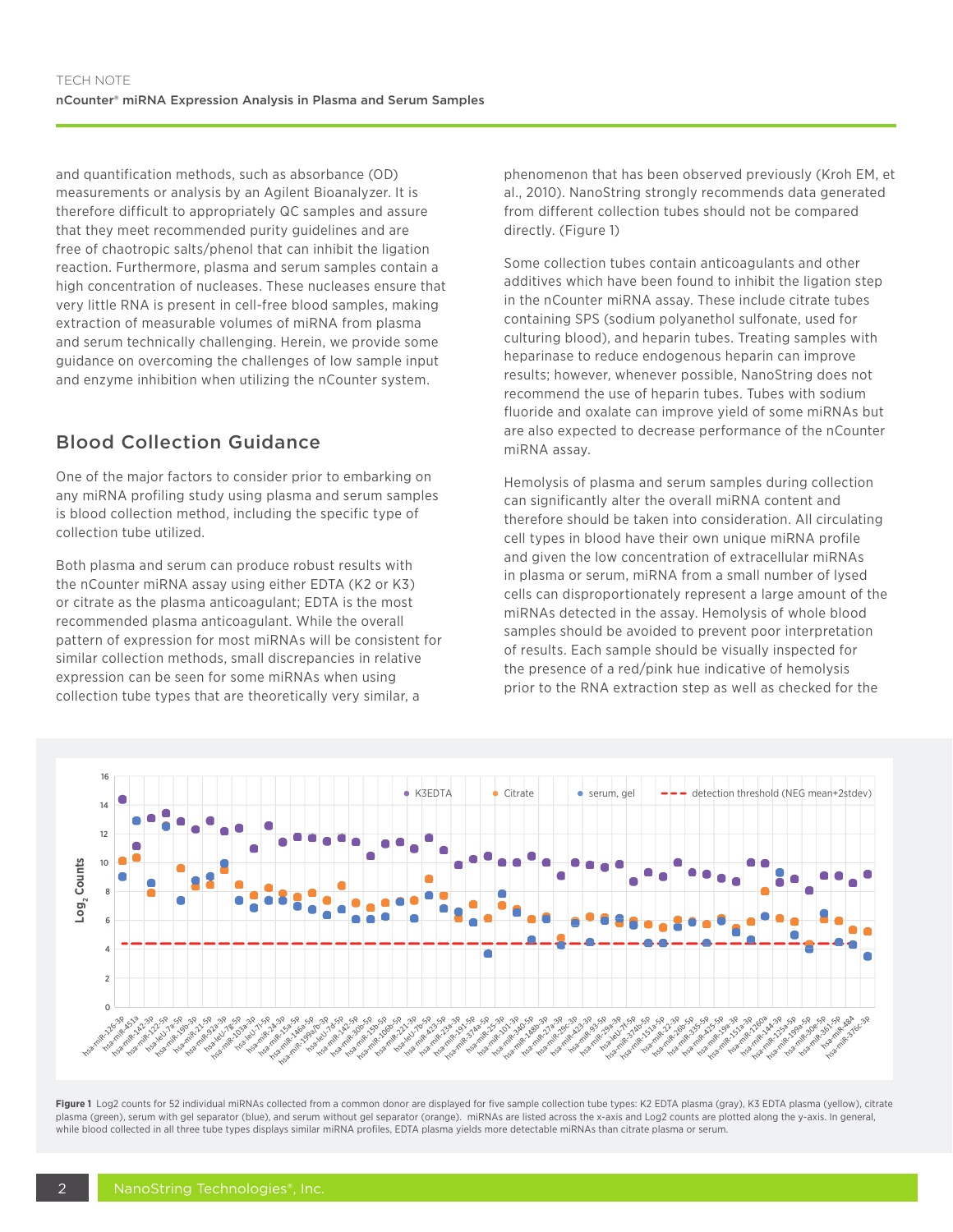and quantification methods, such as absorbance (OD) measurements or analysis by an Agilent Bioanalyzer. It is therefore difficult to appropriately QC samples and assure that they meet recommended purity guidelines and are free of chaotropic salts/phenol that can inhibit the ligation reaction. Furthermore, plasma and serum samples contain a high concentration of nucleases. These nucleases ensure that very little RNA is present in cell-free blood samples, making extraction of measurable volumes of miRNA from plasma and serum technically challenging. Herein, we provide some guidance on overcoming the challenges of low sample input and enzyme inhibition when utilizing the nCounter system.

## Blood Collection Guidance

One of the major factors to consider prior to embarking on any miRNA profiling study using plasma and serum samples is blood collection method, including the specific type of collection tube utilized.

Both plasma and serum can produce robust results with the nCounter miRNA assay using either EDTA (K2 or K3) or citrate as the plasma anticoagulant; EDTA is the most recommended plasma anticoagulant. While the overall pattern of expression for most miRNAs will be consistent for similar collection methods, small discrepancies in relative expression can be seen for some miRNAs when using collection tube types that are theoretically very similar, a phenomenon that has been observed previously (Kroh EM, et al., 2010). NanoString strongly recommends data generated from different collection tubes should not be compared directly. (Figure 1)

Some collection tubes contain anticoagulants and other additives which have been found to inhibit the ligation step in the nCounter miRNA assay. These include citrate tubes containing SPS (sodium polyanethol sulfonate, used for culturing blood), and heparin tubes. Treating samples with heparinase to reduce endogenous heparin can improve results; however, whenever possible, NanoString does not recommend the use of heparin tubes. Tubes with sodium fluoride and oxalate can improve yield of some miRNAs but are also expected to decrease performance of the nCounter miRNA assay.

Hemolysis of plasma and serum samples during collection can significantly alter the overall miRNA content and therefore should be taken into consideration. All circulating cell types in blood have their own unique miRNA profile and given the low concentration of extracellular miRNAs in plasma or serum, miRNA from a small number of lysed cells can disproportionately represent a large amount of the miRNAs detected in the assay. Hemolysis of whole blood samples should be avoided to prevent poor interpretation of results. Each sample should be visually inspected for the presence of a red/pink hue indicative of hemolysis prior to the RNA extraction step as well as checked for the

**Figure 1** Log2 counts for 52 individual miRNAs collected from a common donor are displayed for five sample collection tube types: K2 EDTA plasma (gray), K3 EDTA plasma (yellow), citrate plasma (green), serum with gel separator (blue), and serum without gel separator (orange). miRNAs are listed across the x-axis and Log2 counts are plotted along the y-axis. In general, while blood collected in all three tube types displays similar miRNA profiles, EDTA plasma yields more detectable miRNAs than citrate plasma or serum.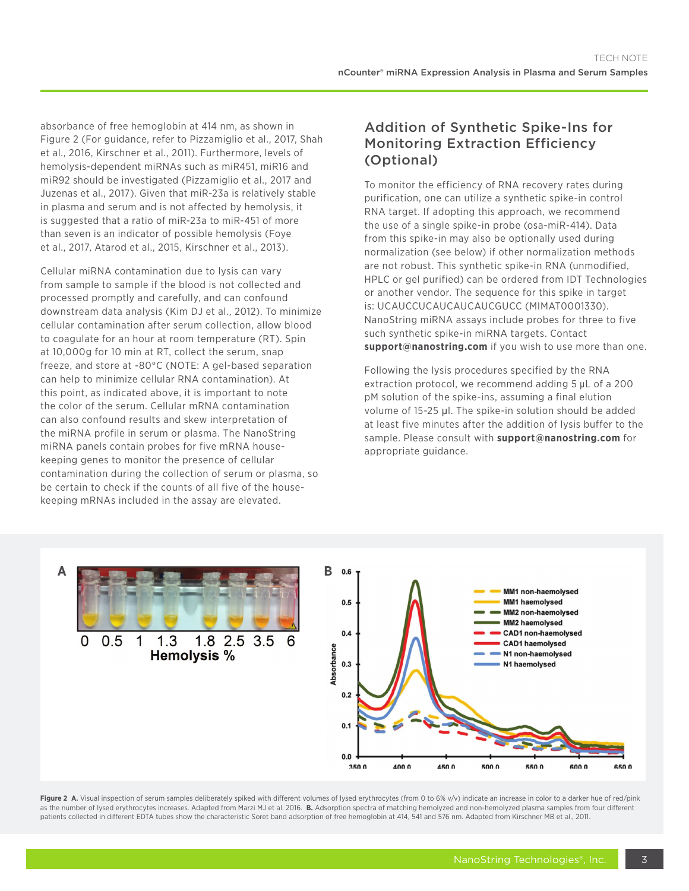absorbance of free hemoglobin at 414 nm, as shown in Figure 2 (For guidance, refer to Pizzamiglio et al., 2017, Shah et al., 2016, Kirschner et al., 2011). Furthermore, levels of hemolysis-dependent miRNAs such as miR451, miR16 and miR92 should be investigated (Pizzamiglio et al., 2017 and Juzenas et al., 2017). Given that miR-23a is relatively stable in plasma and serum and is not affected by hemolysis, it is suggested that a ratio of miR-23a to miR-451 of more than seven is an indicator of possible hemolysis (Foye et al., 2017, Atarod et al., 2015, Kirschner et al., 2013).

Cellular miRNA contamination due to lysis can vary from sample to sample if the blood is not collected and processed promptly and carefully, and can confound downstream data analysis (Kim DJ et al., 2012). To minimize cellular contamination after serum collection, allow blood to coagulate for an hour at room temperature (RT). Spin at 10,000g for 10 min at RT, collect the serum, snap freeze, and store at -80°C (NOTE: A gel-based separation can help to minimize cellular RNA contamination). At this point, as indicated above, it is important to note the color of the serum. Cellular mRNA contamination can also confound results and skew interpretation of the miRNA profile in serum or plasma. The NanoString miRNA panels contain probes for five mRNA house-keeping genes to monitor the presence of cellular contamination during the collection of serum or plasma, so be certain to check if the counts of all five of the house-keeping mRNAs included in the assay are elevated.

## Addition of Synthetic Spike-Ins for Monitoring Extraction Efficiency (Optional)

To monitor the efficiency of RNA recovery rates during purification, one can utilize a synthetic spike-in control RNA target. If adopting this approach, we recommend the use of a single spike-in probe (osa-miR-414). Data from this spike-in may also be optionally used during normalization (see below) if other normalization methods are not robust. This synthetic spike-in RNA (unmodified, HPLC or gel purified) can be ordered from IDT Technologies or another vendor. The sequence for this spike in target is: UCAUCCUCAUCAUCAUCGUCC (MIMAT0001330). NanoString miRNA assays include probes for three to five such synthetic spike-in miRNA targets. Contact **support@nanostring.com** if you wish to use more than one.

Following the lysis procedures specified by the RNA extraction protocol, we recommend adding 5 µL of a 200 pM solution of the spike-ins, assuming a final elution volume of 15-25 µl. The spike-in solution should be added at least five minutes after the addition of lysis buffer to the sample. Please consult with **support@nanostring.com** for appropriate guidance.

**Figure 2** **A.** Visual inspection of serum samples deliberately spiked with different volumes of lysed erythrocytes (from 0 to 6% v/v) indicate an increase in color to a darker hue of red/pink as the number of lysed erythrocytes increases. Adapted from Marzi MJ et al. 2016. **B.** Adsorption spectra of matching hemolyzed and non-hemolyzed plasma samples from four different patients collected in different EDTA tubes show the characteristic Soret band adsorption of free hemoglobin at 414, 541 and 576 nm. Adapted from Kirschner MB et al., 2011.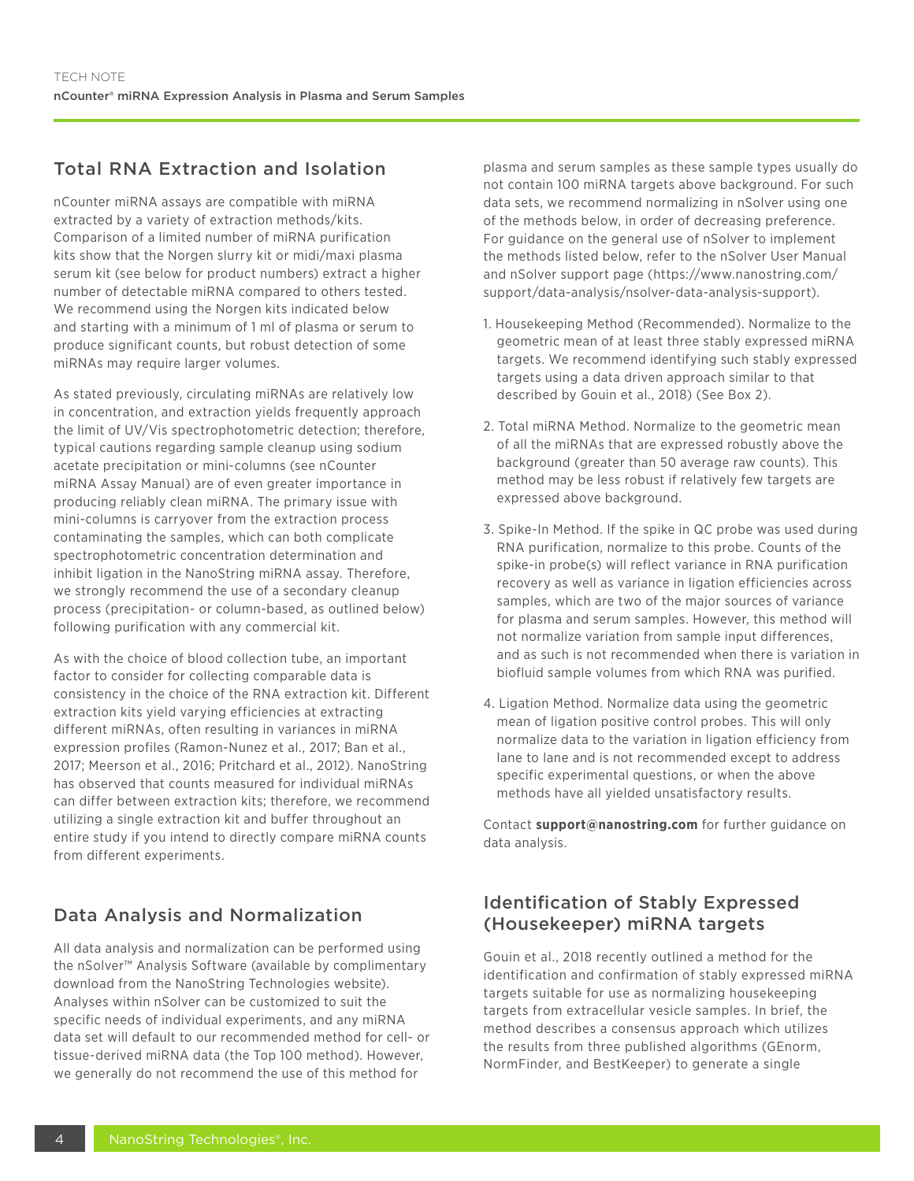## Total RNA Extraction and Isolation

nCounter miRNA assays are compatible with miRNA extracted by a variety of extraction methods/kits. Comparison of a limited number of miRNA purification kits show that the Norgen slurry kit or midi/maxi plasma serum kit (see below for product numbers) extract a higher number of detectable miRNA compared to others tested. We recommend using the Norgen kits indicated below and starting with a minimum of 1 ml of plasma or serum to produce significant counts, but robust detection of some miRNAs may require larger volumes.

As stated previously, circulating miRNAs are relatively low in concentration, and extraction yields frequently approach the limit of UV/Vis spectrophotometric detection; therefore, typical cautions regarding sample cleanup using sodium acetate precipitation or mini-columns (see nCounter miRNA Assay Manual) are of even greater importance in producing reliably clean miRNA. The primary issue with mini-columns is carryover from the extraction process contaminating the samples, which can both complicate spectrophotometric concentration determination and inhibit ligation in the NanoString miRNA assay. Therefore, we strongly recommend the use of a secondary cleanup process (precipitation- or column-based, as outlined below) following purification with any commercial kit.

As with the choice of blood collection tube, an important factor to consider for collecting comparable data is consistency in the choice of the RNA extraction kit. Different extraction kits yield varying efficiencies at extracting different miRNAs, often resulting in variances in miRNA expression profiles (Ramon-Nunez et al., 2017; Ban et al., 2017; Meerson et al., 2016; Pritchard et al., 2012). NanoString has observed that counts measured for individual miRNAs can differ between extraction kits; therefore, we recommend utilizing a single extraction kit and buffer throughout an entire study if you intend to directly compare miRNA counts from different experiments.

## Data Analysis and Normalization

All data analysis and normalization can be performed using the nSolver™ Analysis Software (available by complimentary download from the NanoString Technologies website). Analyses within nSolver can be customized to suit the specific needs of individual experiments, and any miRNA data set will default to our recommended method for cell- or tissue-derived miRNA data (the Top 100 method). However, we generally do not recommend the use of this method for plasma and serum samples as these sample types usually do not contain 100 miRNA targets above background. For such data sets, we recommend normalizing in nSolver using one of the methods below, in order of decreasing preference. For guidance on the general use of nSolver to implement the methods listed below, refer to the nSolver User Manual and nSolver support page (https://www.nanostring.com/support/data-analysis/nsolver-data-analysis-support).

1. Housekeeping Method (Recommended). Normalize to the geometric mean of at least three stably expressed miRNA targets. We recommend identifying such stably expressed targets using a data driven approach similar to that described by Gouin et al., 2018) (See Box 2).

2. Total miRNA Method. Normalize to the geometric mean of all the miRNAs that are expressed robustly above the background (greater than 50 average raw counts). This method may be less robust if relatively few targets are expressed above background.

3. Spike-In Method. If the spike in QC probe was used during RNA purification, normalize to this probe. Counts of the spike-in probe(s) will reflect variance in RNA purification recovery as well as variance in ligation efficiencies across samples, which are two of the major sources of variance for plasma and serum samples. However, this method will not normalize variation from sample input differences, and as such is not recommended when there is variation in biofluid sample volumes from which RNA was purified.

4. Ligation Method. Normalize data using the geometric mean of ligation positive control probes. This will only normalize data to the variation in ligation efficiency from lane to lane and is not recommended except to address specific experimental questions, or when the above methods have all yielded unsatisfactory results.

Contact **support@nanostring.com** for further guidance on data analysis.

## Identification of Stably Expressed (Housekeeper) miRNA targets

Gouin et al., 2018 recently outlined a method for the identification and confirmation of stably expressed miRNA targets suitable for use as normalizing housekeeping targets from extracellular vesicle samples. In brief, the method describes a consensus approach which utilizes the results from three published algorithms (GEnorm, NormFinder, and BestKeeper) to generate a single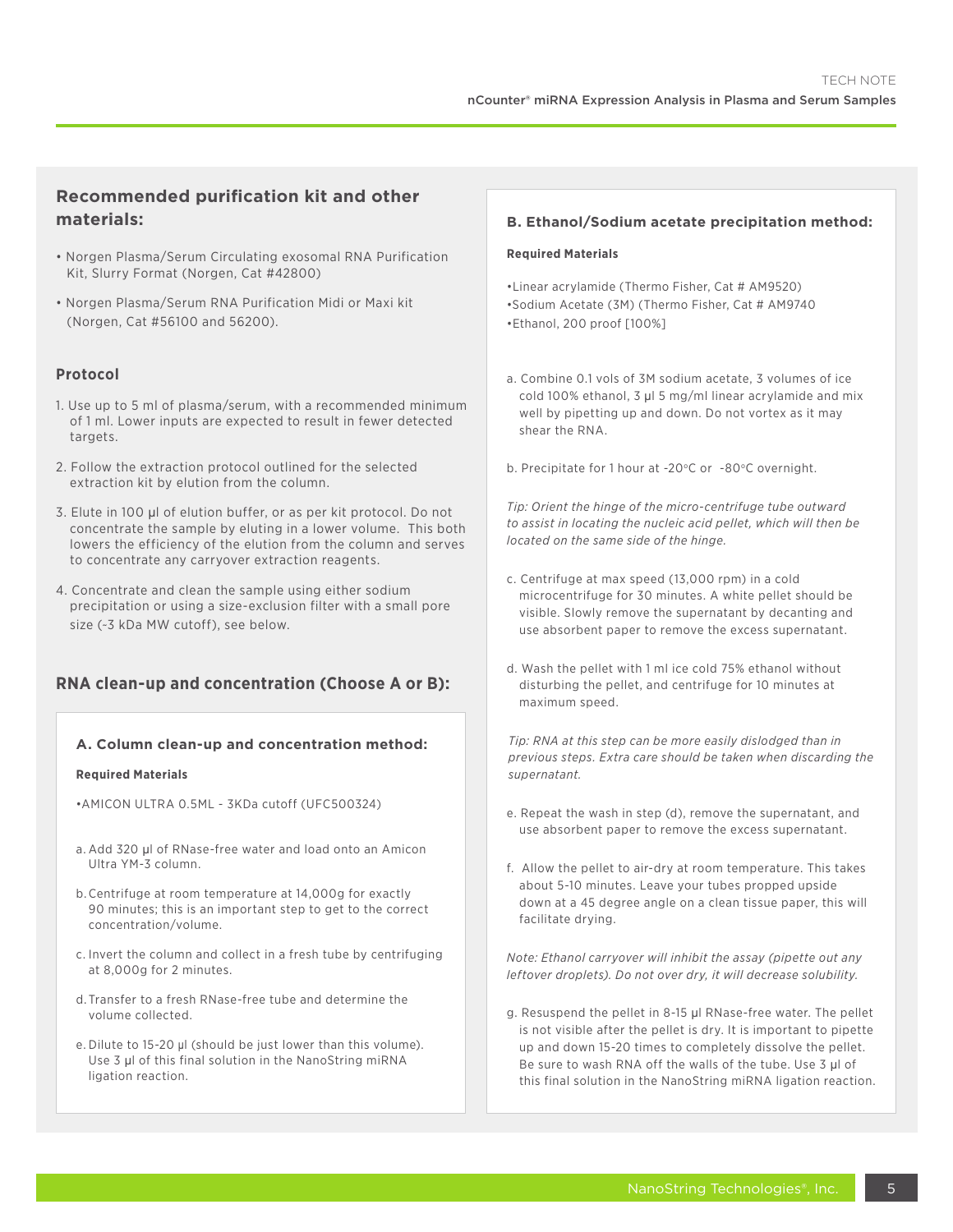## Recommended purification kit and other materials:

- Norgen Plasma/Serum Circulating exosomal RNA Purification Kit, Slurry Format (Norgen, Cat #42800)
- Norgen Plasma/Serum RNA Purification Midi or Maxi kit (Norgen, Cat #56100 and 56200).

### Protocol

1. Use up to 5 ml of plasma/serum, with a recommended minimum of 1 ml. Lower inputs are expected to result in fewer detected targets.
2. Follow the extraction protocol outlined for the selected extraction kit by elution from the column.
3. Elute in 100 µl of elution buffer, or as per kit protocol. Do not concentrate the sample by eluting in a lower volume. This both lowers the efficiency of the elution from the column and serves to concentrate any carryover extraction reagents.
4. Concentrate and clean the sample using either sodium precipitation or using a size-exclusion filter with a small pore size (~3 kDa MW cutoff), see below.

## RNA clean-up and concentration (Choose A or B):

### A. Column clean-up and concentration method:

**Required Materials**

•AMICON ULTRA 0.5ML - 3KDa cutoff (UFC500324)

a. Add 320 µl of RNase-free water and load onto an Amicon Ultra YM-3 column.

b. Centrifuge at room temperature at 14,000g for exactly 90 minutes; this is an important step to get to the correct concentration/volume.

c. Invert the column and collect in a fresh tube by centrifuging at 8,000g for 2 minutes.

d. Transfer to a fresh RNase-free tube and determine the volume collected.

e. Dilute to 15-20 µl (should be just lower than this volume). Use 3 µl of this final solution in the NanoString miRNA ligation reaction.

### B. Ethanol/Sodium acetate precipitation method:

**Required Materials**

•Linear acrylamide (Thermo Fisher, Cat # AM9520)
•Sodium Acetate (3M) (Thermo Fisher, Cat # AM9740
•Ethanol, 200 proof [100%]

a. Combine 0.1 vols of 3M sodium acetate, 3 volumes of ice cold 100% ethanol, 3 µl 5 mg/ml linear acrylamide and mix well by pipetting up and down. Do not vortex as it may shear the RNA.

b. Precipitate for 1 hour at -20°C or -80°C overnight.

*Tip: Orient the hinge of the micro-centrifuge tube outward to assist in locating the nucleic acid pellet, which will then be located on the same side of the hinge.*

c. Centrifuge at max speed (13,000 rpm) in a cold microcentrifuge for 30 minutes. A white pellet should be visible. Slowly remove the supernatant by decanting and use absorbent paper to remove the excess supernatant.

d. Wash the pellet with 1 ml ice cold 75% ethanol without disturbing the pellet, and centrifuge for 10 minutes at maximum speed.

*Tip: RNA at this step can be more easily dislodged than in previous steps. Extra care should be taken when discarding the supernatant.*

e. Repeat the wash in step (d), remove the supernatant, and use absorbent paper to remove the excess supernatant.

f. Allow the pellet to air-dry at room temperature. This takes about 5-10 minutes. Leave your tubes propped upside down at a 45 degree angle on a clean tissue paper, this will facilitate drying.

*Note: Ethanol carryover will inhibit the assay (pipette out any leftover droplets). Do not over dry, it will decrease solubility.*

g. Resuspend the pellet in 8-15 µl RNase-free water. The pellet is not visible after the pellet is dry. It is important to pipette up and down 15-20 times to completely dissolve the pellet. Be sure to wash RNA off the walls of the tube. Use 3 µl of this final solution in the NanoString miRNA ligation reaction.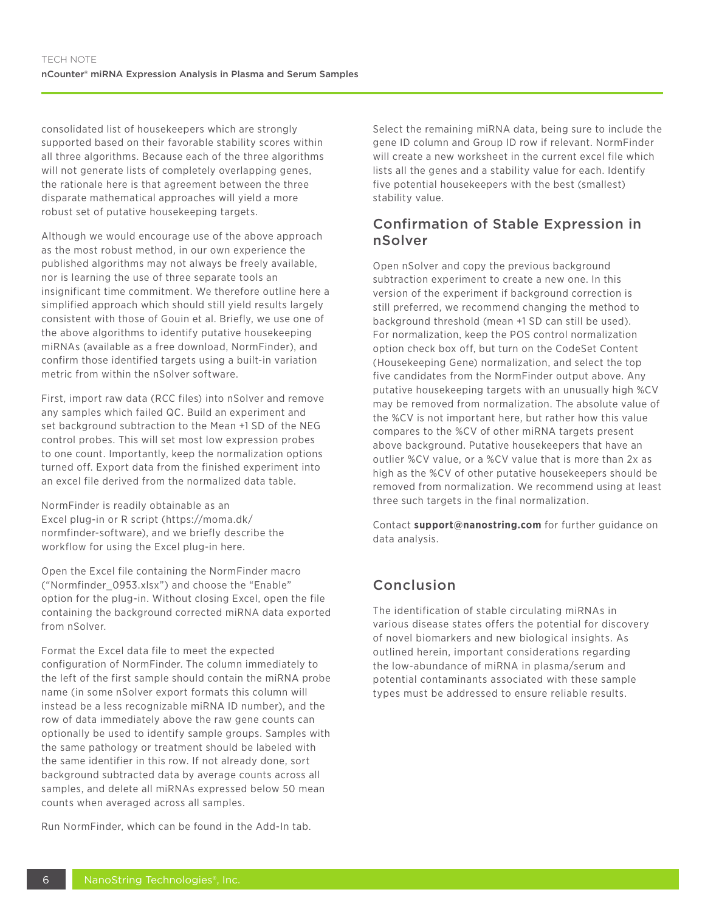consolidated list of housekeepers which are strongly supported based on their favorable stability scores within all three algorithms. Because each of the three algorithms will not generate lists of completely overlapping genes, the rationale here is that agreement between the three disparate mathematical approaches will yield a more robust set of putative housekeeping targets.

Although we would encourage use of the above approach as the most robust method, in our own experience the published algorithms may not always be freely available, nor is learning the use of three separate tools an insignificant time commitment. We therefore outline here a simplified approach which should still yield results largely consistent with those of Gouin et al. Briefly, we use one of the above algorithms to identify putative housekeeping miRNAs (available as a free download, NormFinder), and confirm those identified targets using a built-in variation metric from within the nSolver software.

First, import raw data (RCC files) into nSolver and remove any samples which failed QC. Build an experiment and set background subtraction to the Mean +1 SD of the NEG control probes. This will set most low expression probes to one count. Importantly, keep the normalization options turned off. Export data from the finished experiment into an excel file derived from the normalized data table.

NormFinder is readily obtainable as an Excel plug-in or R script (https://moma.dk/normfinder-software), and we briefly describe the workflow for using the Excel plug-in here.

Open the Excel file containing the NormFinder macro ("Normfinder_0953.xlsx") and choose the "Enable" option for the plug-in. Without closing Excel, open the file containing the background corrected miRNA data exported from nSolver.

Format the Excel data file to meet the expected configuration of NormFinder. The column immediately to the left of the first sample should contain the miRNA probe name (in some nSolver export formats this column will instead be a less recognizable miRNA ID number), and the row of data immediately above the raw gene counts can optionally be used to identify sample groups. Samples with the same pathology or treatment should be labeled with the same identifier in this row. If not already done, sort background subtracted data by average counts across all samples, and delete all miRNAs expressed below 50 mean counts when averaged across all samples.

Run NormFinder, which can be found in the Add-In tab.

Select the remaining miRNA data, being sure to include the gene ID column and Group ID row if relevant. NormFinder will create a new worksheet in the current excel file which lists all the genes and a stability value for each. Identify five potential housekeepers with the best (smallest) stability value.

## Confirmation of Stable Expression in nSolver

Open nSolver and copy the previous background subtraction experiment to create a new one. In this version of the experiment if background correction is still preferred, we recommend changing the method to background threshold (mean +1 SD can still be used). For normalization, keep the POS control normalization option check box off, but turn on the CodeSet Content (Housekeeping Gene) normalization, and select the top five candidates from the NormFinder output above. Any putative housekeeping targets with an unusually high %CV may be removed from normalization. The absolute value of the %CV is not important here, but rather how this value compares to the %CV of other miRNA targets present above background. Putative housekeepers that have an outlier %CV value, or a %CV value that is more than 2x as high as the %CV of other putative housekeepers should be removed from normalization. We recommend using at least three such targets in the final normalization.

Contact **support@nanostring.com** for further guidance on data analysis.

## Conclusion

The identification of stable circulating miRNAs in various disease states offers the potential for discovery of novel biomarkers and new biological insights. As outlined herein, important considerations regarding the low-abundance of miRNA in plasma/serum and potential contaminants associated with these sample types must be addressed to ensure reliable results.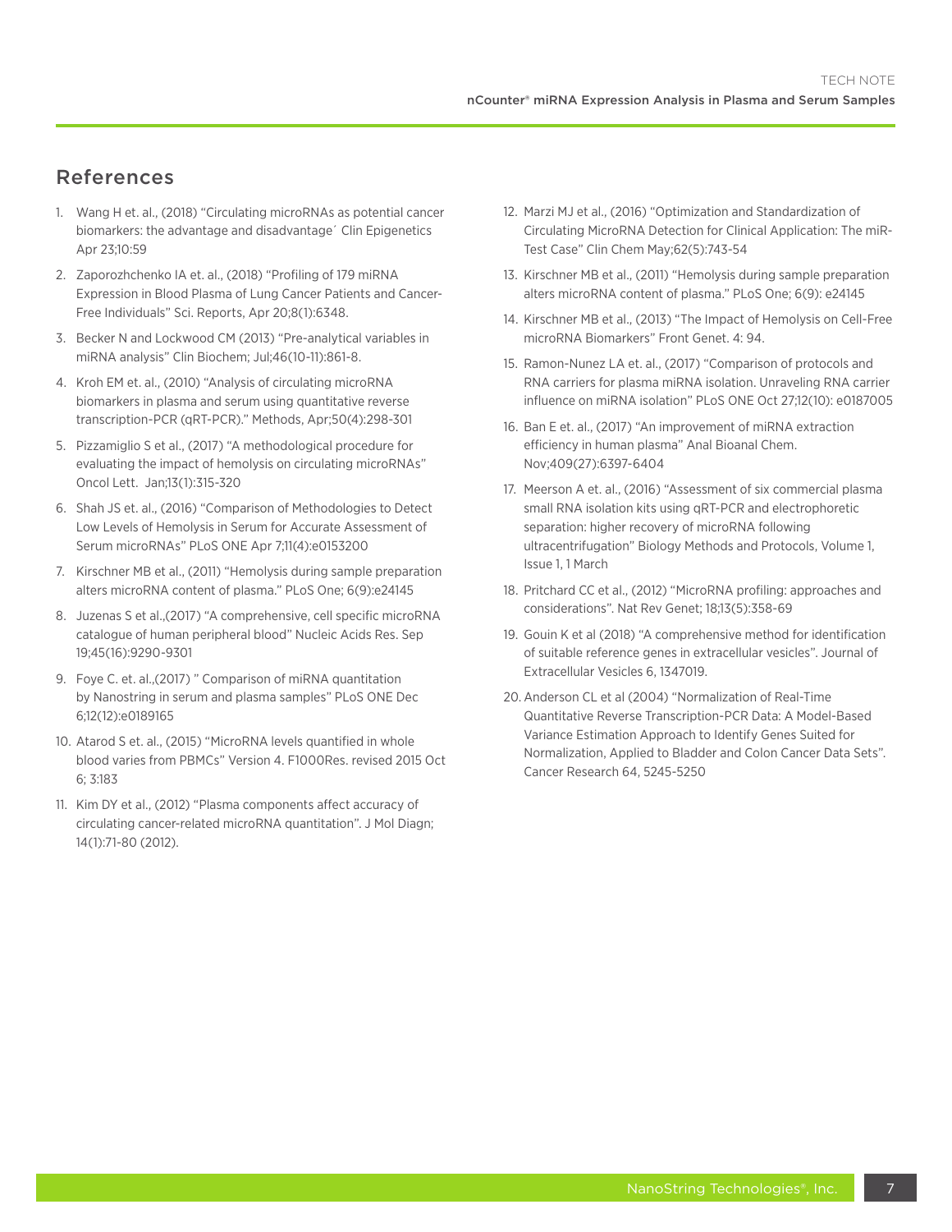## References

1. Wang H et. al., (2018) "Circulating microRNAs as potential cancer biomarkers: the advantage and disadvantage´ Clin Epigenetics Apr 23;10:59
2. Zaporozhchenko IA et. al., (2018) "Profiling of 179 miRNA Expression in Blood Plasma of Lung Cancer Patients and Cancer-Free Individuals" Sci. Reports, Apr 20;8(1):6348.
3. Becker N and Lockwood CM (2013) "Pre-analytical variables in miRNA analysis" Clin Biochem; Jul;46(10-11):861-8.
4. Kroh EM et. al., (2010) "Analysis of circulating microRNA biomarkers in plasma and serum using quantitative reverse transcription-PCR (qRT-PCR)." Methods, Apr;50(4):298-301
5. Pizzamiglio S et al., (2017) "A methodological procedure for evaluating the impact of hemolysis on circulating microRNAs" Oncol Lett. Jan;13(1):315-320
6. Shah JS et. al., (2016) "Comparison of Methodologies to Detect Low Levels of Hemolysis in Serum for Accurate Assessment of Serum microRNAs" PLoS ONE Apr 7;11(4):e0153200
7. Kirschner MB et al., (2011) "Hemolysis during sample preparation alters microRNA content of plasma." PLoS One; 6(9):e24145
8. Juzenas S et al.,(2017) "A comprehensive, cell specific microRNA catalogue of human peripheral blood" Nucleic Acids Res. Sep 19;45(16):9290-9301
9. Foye C. et. al.,(2017) " Comparison of miRNA quantitation by Nanostring in serum and plasma samples" PLoS ONE Dec 6;12(12):e0189165
10. Atarod S et. al., (2015) "MicroRNA levels quantified in whole blood varies from PBMCs" Version 4. F1000Res. revised 2015 Oct 6; 3:183
11. Kim DY et al., (2012) "Plasma components affect accuracy of circulating cancer-related microRNA quantitation". J Mol Diagn; 14(1):71-80 (2012).
12. Marzi MJ et al., (2016) "Optimization and Standardization of Circulating MicroRNA Detection for Clinical Application: The miR-Test Case" Clin Chem May;62(5):743-54
13. Kirschner MB et al., (2011) "Hemolysis during sample preparation alters microRNA content of plasma." PLoS One; 6(9): e24145
14. Kirschner MB et al., (2013) "The Impact of Hemolysis on Cell-Free microRNA Biomarkers" Front Genet. 4: 94.
15. Ramon-Nunez LA et. al., (2017) "Comparison of protocols and RNA carriers for plasma miRNA isolation. Unraveling RNA carrier influence on miRNA isolation" PLoS ONE Oct 27;12(10): e0187005
16. Ban E et. al., (2017) "An improvement of miRNA extraction efficiency in human plasma" Anal Bioanal Chem. Nov;409(27):6397-6404
17. Meerson A et. al., (2016) "Assessment of six commercial plasma small RNA isolation kits using qRT-PCR and electrophoretic separation: higher recovery of microRNA following ultracentrifugation" Biology Methods and Protocols, Volume 1, Issue 1, 1 March
18. Pritchard CC et al., (2012) "MicroRNA profiling: approaches and considerations". Nat Rev Genet; 18;13(5):358-69
19. Gouin K et al (2018) "A comprehensive method for identification of suitable reference genes in extracellular vesicles". Journal of Extracellular Vesicles 6, 1347019.
20. Anderson CL et al (2004) "Normalization of Real-Time Quantitative Reverse Transcription-PCR Data: A Model-Based Variance Estimation Approach to Identify Genes Suited for Normalization, Applied to Bladder and Colon Cancer Data Sets". Cancer Research 64, 5245-5250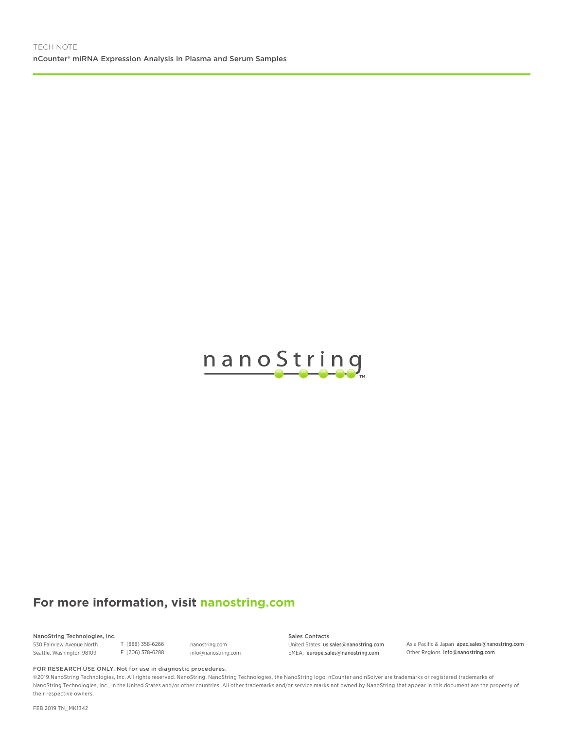nanoString™

## For more information, visit nanostring.com

**NanoString Technologies, Inc.**
530 Fairview Avenue North
Seattle, Washington 98109

T (888) 358-6266
F (206) 378-6288

nanostring.com
info@nanostring.com

**Sales Contacts**
United States **us.sales@nanostring.com**
EMEA: **europe.sales@nanostring.com**

Asia Pacific & Japan **apac.sales@nanostring.com**
Other Regions **info@nanostring.com**

FOR RESEARCH USE ONLY. Not for use in diagnostic procedures.

©2019 NanoString Technologies, Inc. All rights reserved. NanoString, NanoString Technologies, the NanoString logo, nCounter and nSolver are trademarks or registered trademarks of NanoString Technologies, Inc., in the United States and/or other countries. All other trademarks and/or service marks not owned by NanoString that appear in this document are the property of their respective owners.

FEB 2019 TN_MK1342